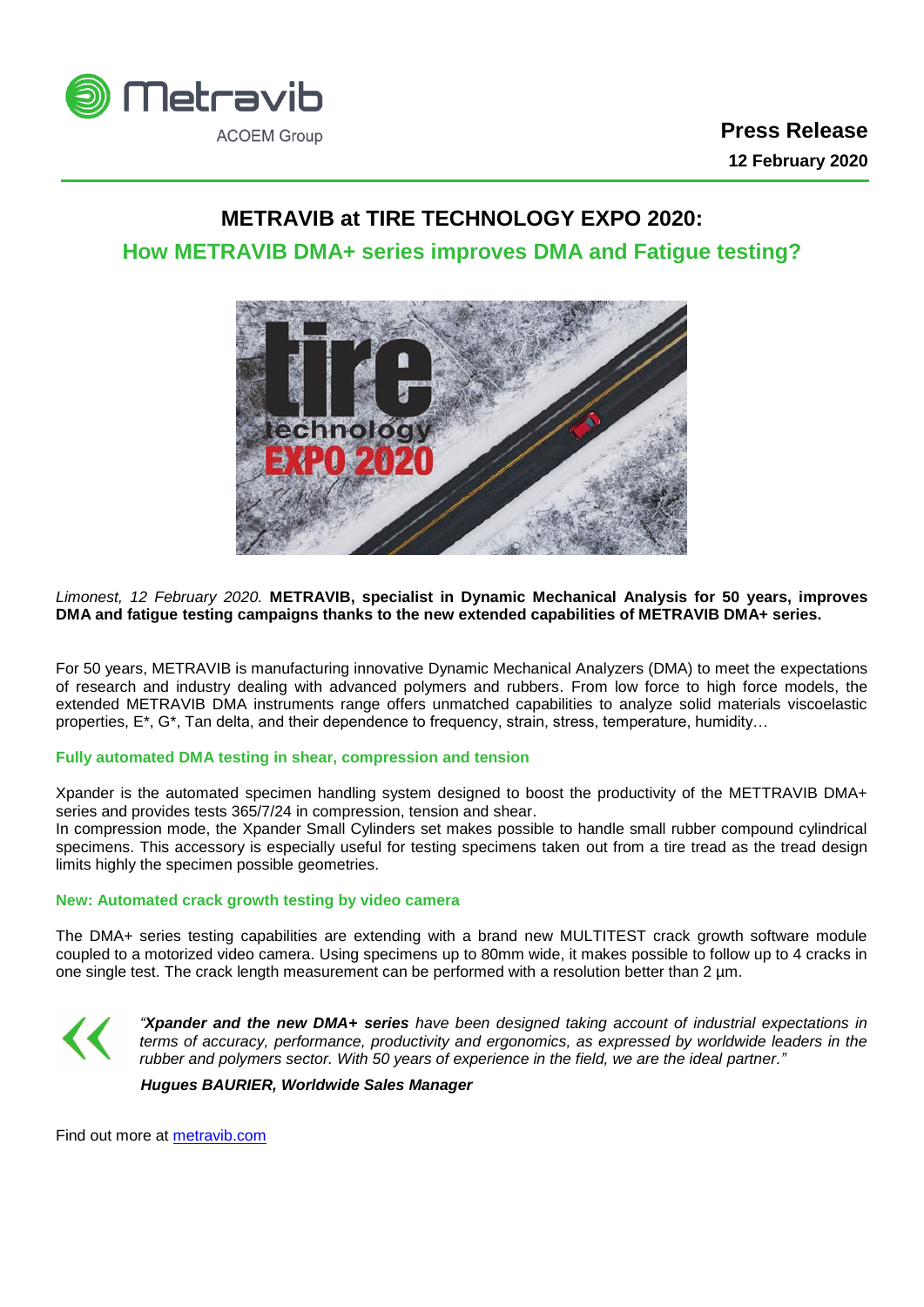**Press Release**
**12 February 2020**

# METRAVIB at TIRE TECHNOLOGY EXPO 2020:

## How METRAVIB DMA+ series improves DMA and Fatigue testing?

*Limonest, 12 February 2020.* **METRAVIB, specialist in Dynamic Mechanical Analysis for 50 years, improves DMA and fatigue testing campaigns thanks to the new extended capabilities of METRAVIB DMA+ series.**

For 50 years, METRAVIB is manufacturing innovative Dynamic Mechanical Analyzers (DMA) to meet the expectations of research and industry dealing with advanced polymers and rubbers. From low force to high force models, the extended METRAVIB DMA instruments range offers unmatched capabilities to analyze solid materials viscoelastic properties, E*, G*, Tan delta, and their dependence to frequency, strain, stress, temperature, humidity…

### Fully automated DMA testing in shear, compression and tension

Xpander is the automated specimen handling system designed to boost the productivity of the METTRAVIB DMA+ series and provides tests 365/7/24 in compression, tension and shear.
In compression mode, the Xpander Small Cylinders set makes possible to handle small rubber compound cylindrical specimens. This accessory is especially useful for testing specimens taken out from a tire tread as the tread design limits highly the specimen possible geometries.

### New: Automated crack growth testing by video camera

The DMA+ series testing capabilities are extending with a brand new MULTITEST crack growth software module coupled to a motorized video camera. Using specimens up to 80mm wide, it makes possible to follow up to 4 cracks in one single test. The crack length measurement can be performed with a resolution better than 2 µm.

> *"**Xpander and the new DMA+ series** have been designed taking account of industrial expectations in terms of accuracy, performance, productivity and ergonomics, as expressed by worldwide leaders in the rubber and polymers sector. With 50 years of experience in the field, we are the ideal partner."*
>
> ***Hugues BAURIER, Worldwide Sales Manager***

Find out more at [metravib.com](metravib.com)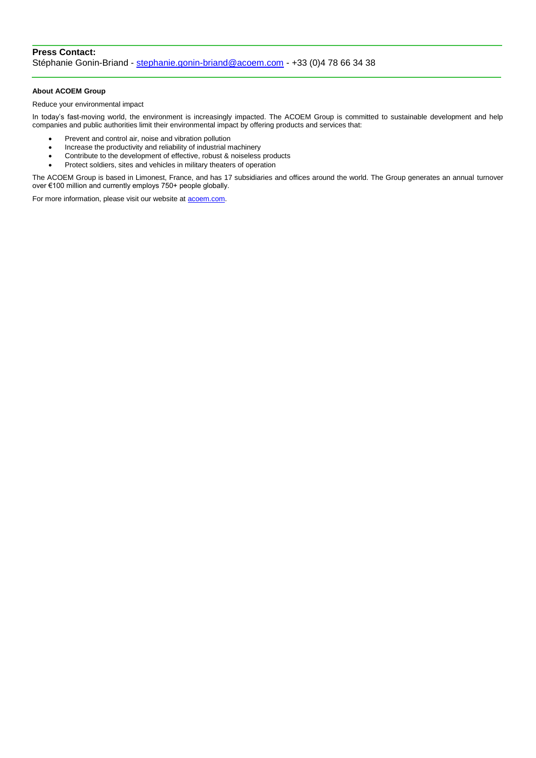**Press Contact:**
Stéphanie Gonin-Briand - stephanie.gonin-briand@acoem.com - +33 (0)4 78 66 34 38

**About ACOEM Group**

Reduce your environmental impact

In today's fast-moving world, the environment is increasingly impacted. The ACOEM Group is committed to sustainable development and help companies and public authorities limit their environmental impact by offering products and services that:

- Prevent and control air, noise and vibration pollution
- Increase the productivity and reliability of industrial machinery
- Contribute to the development of effective, robust & noiseless products
- Protect soldiers, sites and vehicles in military theaters of operation

The ACOEM Group is based in Limonest, France, and has 17 subsidiaries and offices around the world. The Group generates an annual turnover over €100 million and currently employs 750+ people globally.

For more information, please visit our website at acoem.com.